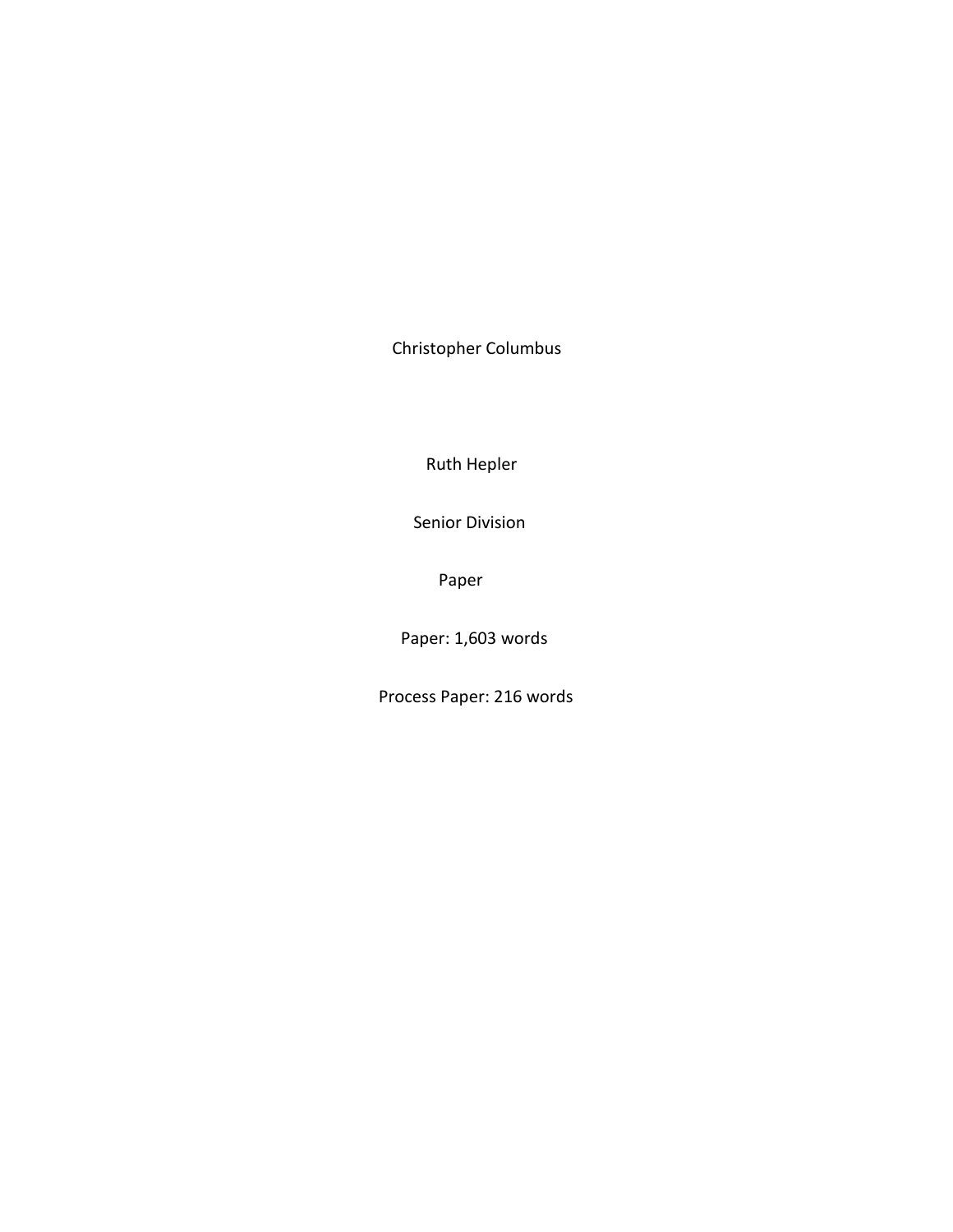# Christopher Columbus

Ruth Hepler

Senior Division

Paper

Paper: 1,603 words

Process Paper: 216 words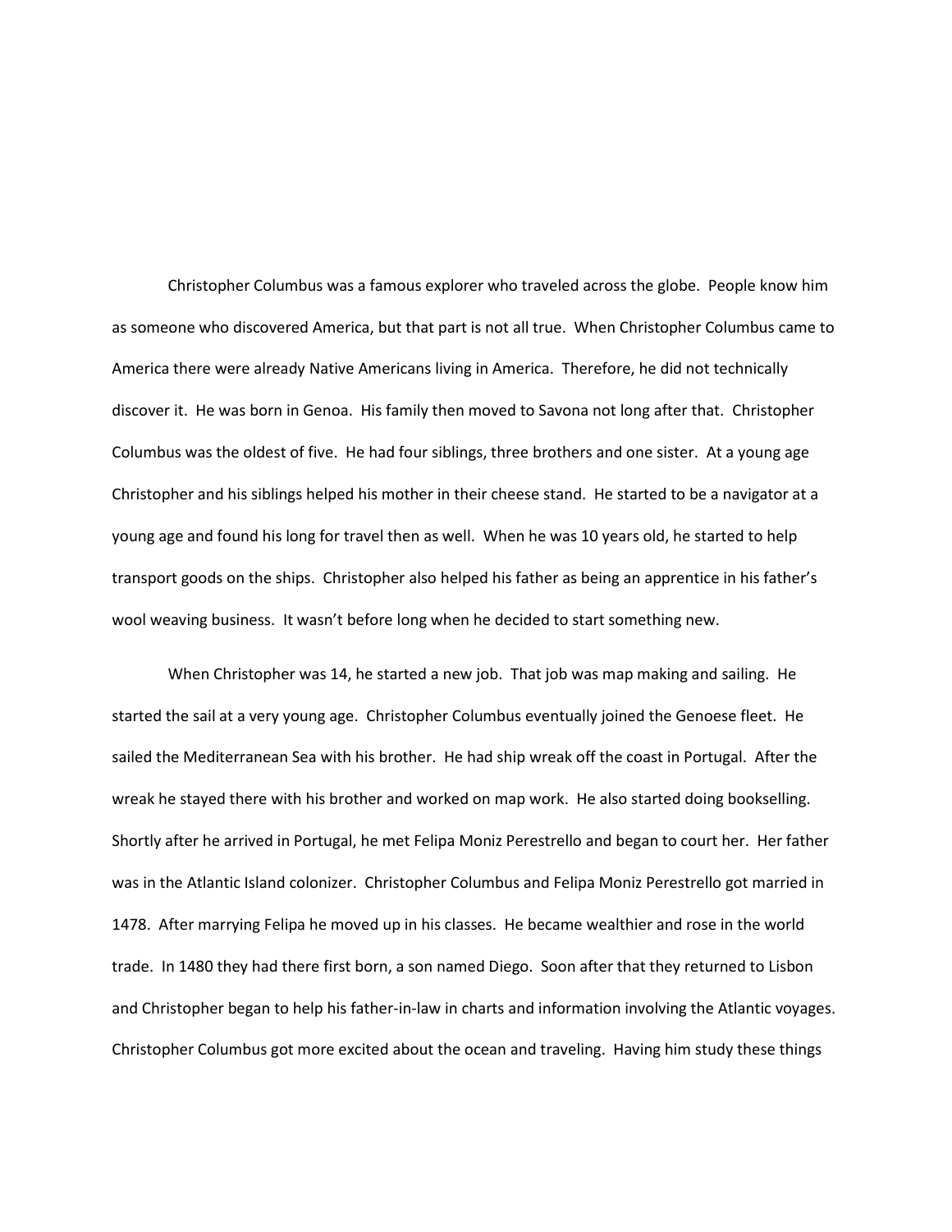Christopher Columbus was a famous explorer who traveled across the globe. People know him as someone who discovered America, but that part is not all true. When Christopher Columbus came to America there were already Native Americans living in America. Therefore, he did not technically discover it. He was born in Genoa. His family then moved to Savona not long after that. Christopher Columbus was the oldest of five. He had four siblings, three brothers and one sister. At a young age Christopher and his siblings helped his mother in their cheese stand. He started to be a navigator at a young age and found his long for travel then as well. When he was 10 years old, he started to help transport goods on the ships. Christopher also helped his father as being an apprentice in his father's wool weaving business. It wasn't before long when he decided to start something new.

When Christopher was 14, he started a new job. That job was map making and sailing. He started the sail at a very young age. Christopher Columbus eventually joined the Genoese fleet. He sailed the Mediterranean Sea with his brother. He had ship wreak off the coast in Portugal. After the wreak he stayed there with his brother and worked on map work. He also started doing bookselling. Shortly after he arrived in Portugal, he met Felipa Moniz Perestrello and began to court her. Her father was in the Atlantic Island colonizer. Christopher Columbus and Felipa Moniz Perestrello got married in 1478. After marrying Felipa he moved up in his classes. He became wealthier and rose in the world trade. In 1480 they had there first born, a son named Diego. Soon after that they returned to Lisbon and Christopher began to help his father-in-law in charts and information involving the Atlantic voyages. Christopher Columbus got more excited about the ocean and traveling. Having him study these things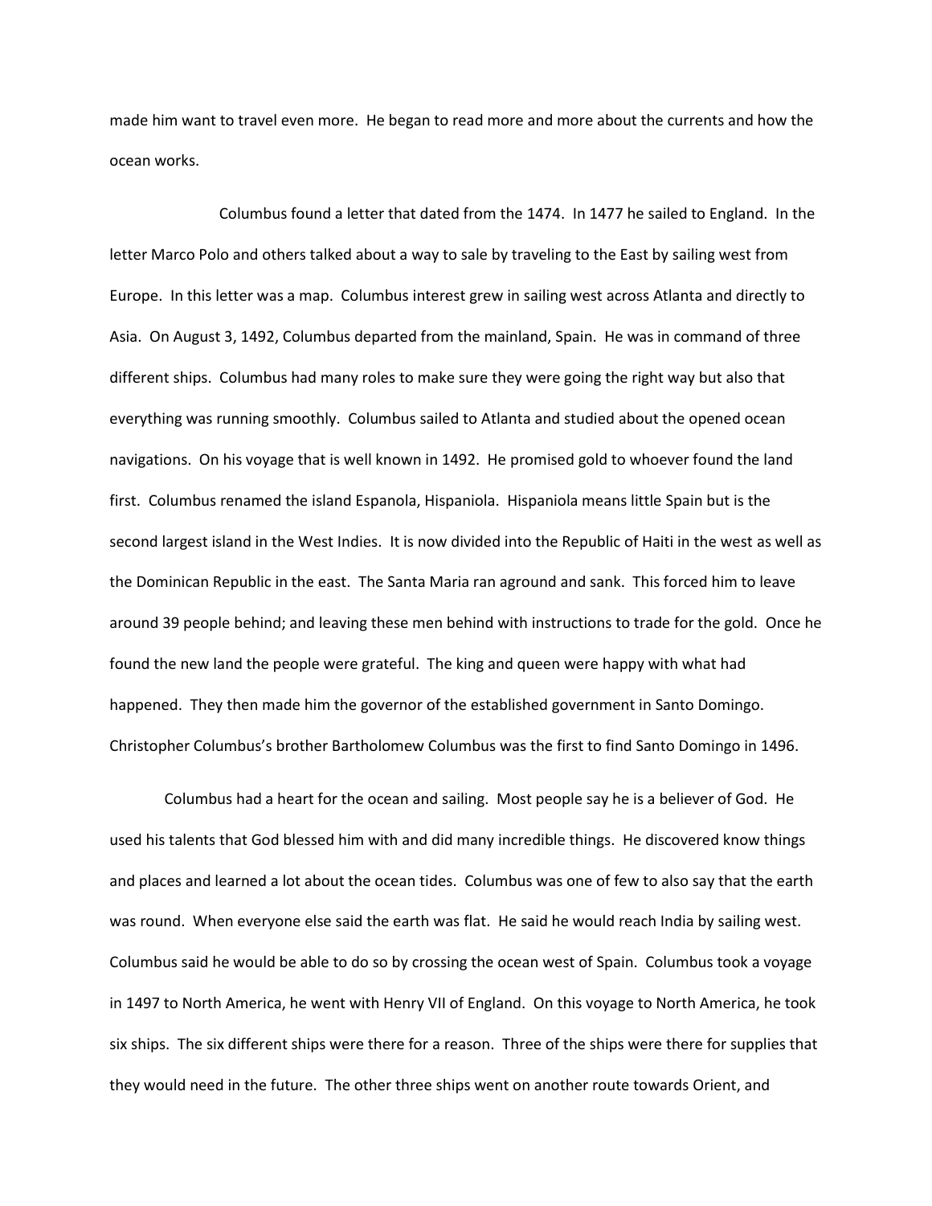made him want to travel even more. He began to read more and more about the currents and how the ocean works.

Columbus found a letter that dated from the 1474. In 1477 he sailed to England. In the letter Marco Polo and others talked about a way to sale by traveling to the East by sailing west from Europe. In this letter was a map. Columbus interest grew in sailing west across Atlanta and directly to Asia. On August 3, 1492, Columbus departed from the mainland, Spain. He was in command of three different ships. Columbus had many roles to make sure they were going the right way but also that everything was running smoothly. Columbus sailed to Atlanta and studied about the opened ocean navigations. On his voyage that is well known in 1492. He promised gold to whoever found the land first. Columbus renamed the island Espanola, Hispaniola. Hispaniola means little Spain but is the second largest island in the West Indies. It is now divided into the Republic of Haiti in the west as well as the Dominican Republic in the east. The Santa Maria ran aground and sank. This forced him to leave around 39 people behind; and leaving these men behind with instructions to trade for the gold. Once he found the new land the people were grateful. The king and queen were happy with what had happened. They then made him the governor of the established government in Santo Domingo. Christopher Columbus's brother Bartholomew Columbus was the first to find Santo Domingo in 1496.

Columbus had a heart for the ocean and sailing. Most people say he is a believer of God. He used his talents that God blessed him with and did many incredible things. He discovered know things and places and learned a lot about the ocean tides. Columbus was one of few to also say that the earth was round. When everyone else said the earth was flat. He said he would reach India by sailing west. Columbus said he would be able to do so by crossing the ocean west of Spain. Columbus took a voyage in 1497 to North America, he went with Henry VII of England. On this voyage to North America, he took six ships. The six different ships were there for a reason. Three of the ships were there for supplies that they would need in the future. The other three ships went on another route towards Orient, and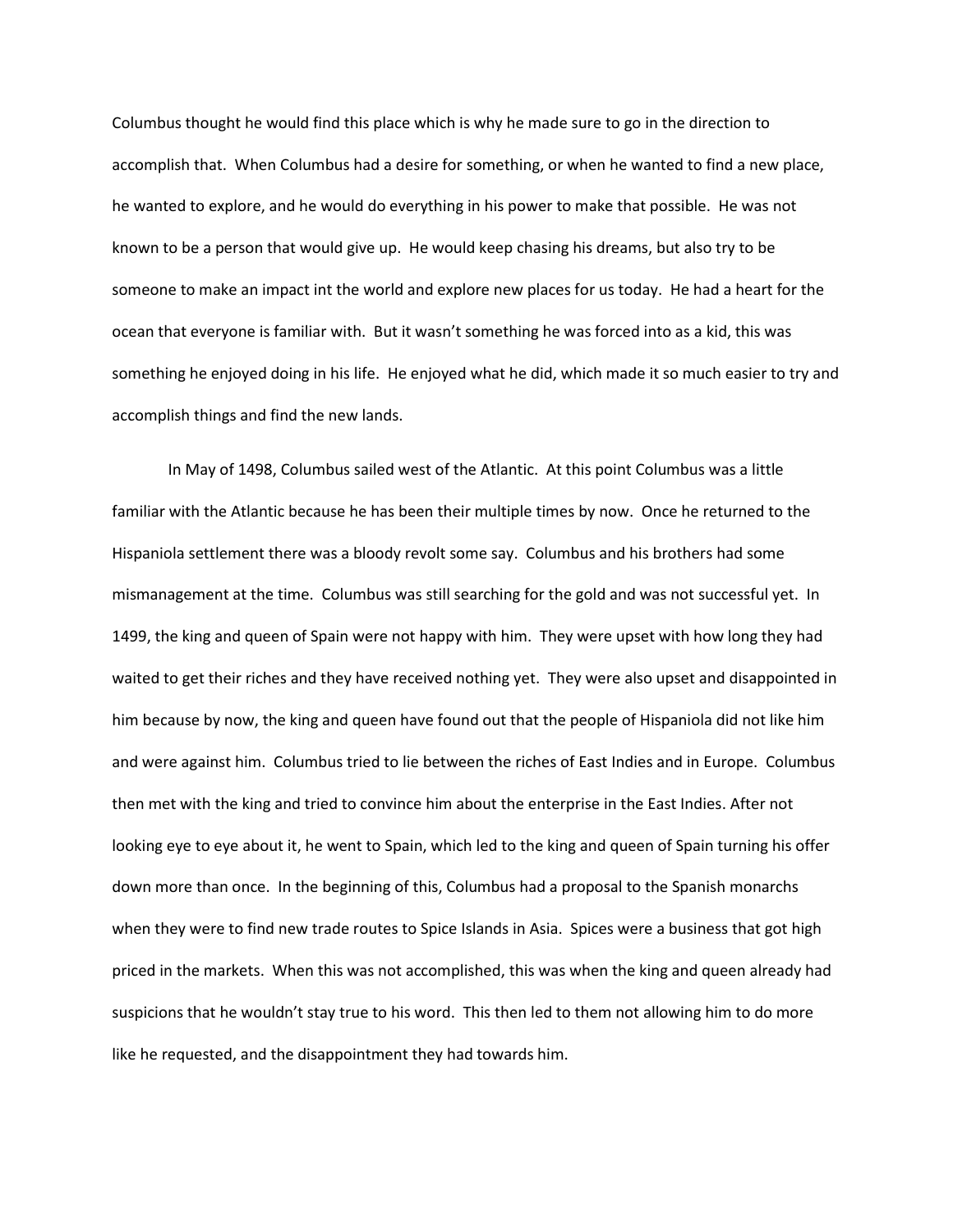Columbus thought he would find this place which is why he made sure to go in the direction to accomplish that. When Columbus had a desire for something, or when he wanted to find a new place, he wanted to explore, and he would do everything in his power to make that possible. He was not known to be a person that would give up. He would keep chasing his dreams, but also try to be someone to make an impact int the world and explore new places for us today. He had a heart for the ocean that everyone is familiar with. But it wasn't something he was forced into as a kid, this was something he enjoyed doing in his life. He enjoyed what he did, which made it so much easier to try and accomplish things and find the new lands.

In May of 1498, Columbus sailed west of the Atlantic. At this point Columbus was a little familiar with the Atlantic because he has been their multiple times by now. Once he returned to the Hispaniola settlement there was a bloody revolt some say. Columbus and his brothers had some mismanagement at the time. Columbus was still searching for the gold and was not successful yet. In 1499, the king and queen of Spain were not happy with him. They were upset with how long they had waited to get their riches and they have received nothing yet. They were also upset and disappointed in him because by now, the king and queen have found out that the people of Hispaniola did not like him and were against him. Columbus tried to lie between the riches of East Indies and in Europe. Columbus then met with the king and tried to convince him about the enterprise in the East Indies. After not looking eye to eye about it, he went to Spain, which led to the king and queen of Spain turning his offer down more than once. In the beginning of this, Columbus had a proposal to the Spanish monarchs when they were to find new trade routes to Spice Islands in Asia. Spices were a business that got high priced in the markets. When this was not accomplished, this was when the king and queen already had suspicions that he wouldn't stay true to his word. This then led to them not allowing him to do more like he requested, and the disappointment they had towards him.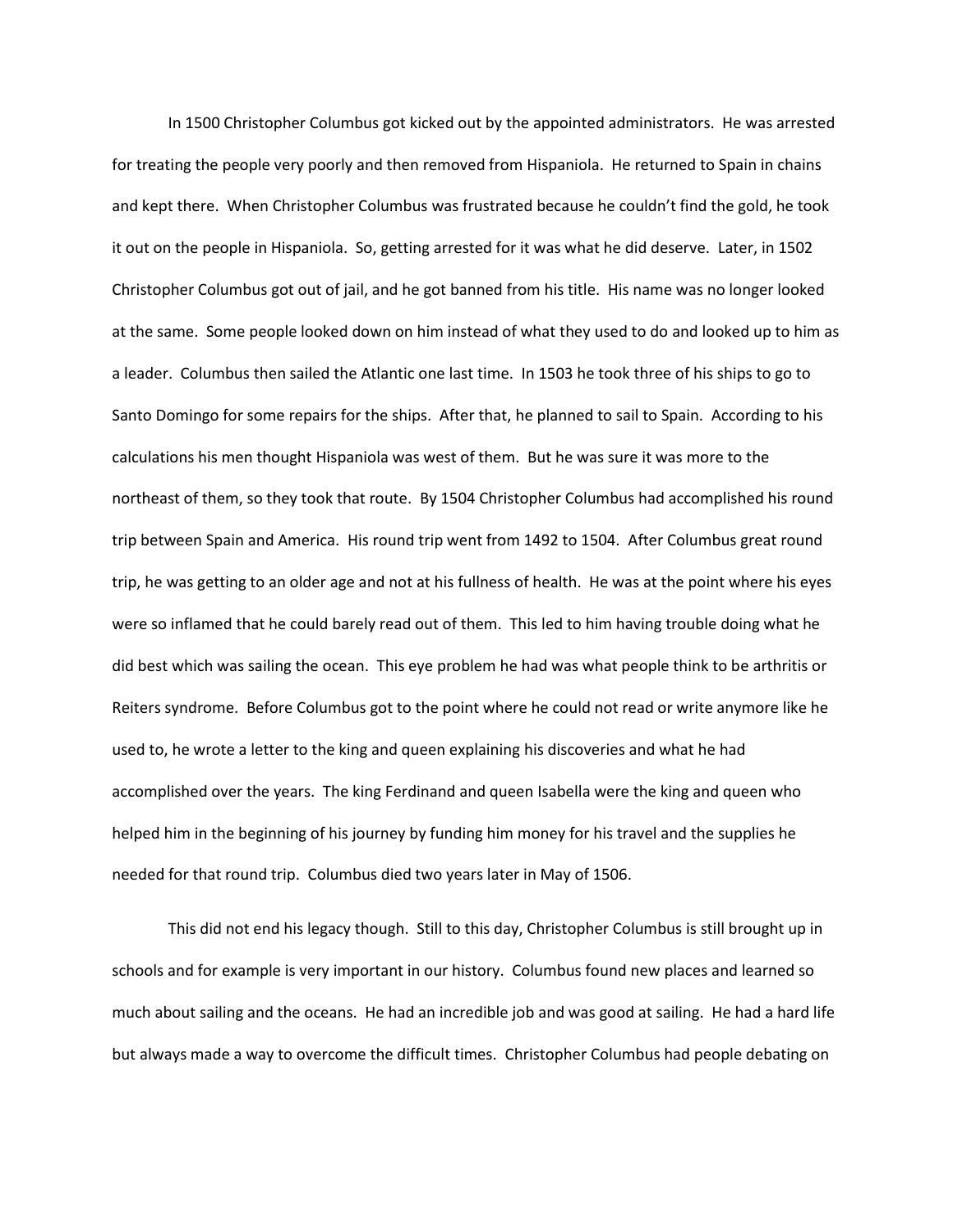In 1500 Christopher Columbus got kicked out by the appointed administrators. He was arrested for treating the people very poorly and then removed from Hispaniola. He returned to Spain in chains and kept there. When Christopher Columbus was frustrated because he couldn't find the gold, he took it out on the people in Hispaniola. So, getting arrested for it was what he did deserve. Later, in 1502 Christopher Columbus got out of jail, and he got banned from his title. His name was no longer looked at the same. Some people looked down on him instead of what they used to do and looked up to him as a leader. Columbus then sailed the Atlantic one last time. In 1503 he took three of his ships to go to Santo Domingo for some repairs for the ships. After that, he planned to sail to Spain. According to his calculations his men thought Hispaniola was west of them. But he was sure it was more to the northeast of them, so they took that route. By 1504 Christopher Columbus had accomplished his round trip between Spain and America. His round trip went from 1492 to 1504. After Columbus great round trip, he was getting to an older age and not at his fullness of health. He was at the point where his eyes were so inflamed that he could barely read out of them. This led to him having trouble doing what he did best which was sailing the ocean. This eye problem he had was what people think to be arthritis or Reiters syndrome. Before Columbus got to the point where he could not read or write anymore like he used to, he wrote a letter to the king and queen explaining his discoveries and what he had accomplished over the years. The king Ferdinand and queen Isabella were the king and queen who helped him in the beginning of his journey by funding him money for his travel and the supplies he needed for that round trip. Columbus died two years later in May of 1506.

This did not end his legacy though. Still to this day, Christopher Columbus is still brought up in schools and for example is very important in our history. Columbus found new places and learned so much about sailing and the oceans. He had an incredible job and was good at sailing. He had a hard life but always made a way to overcome the difficult times. Christopher Columbus had people debating on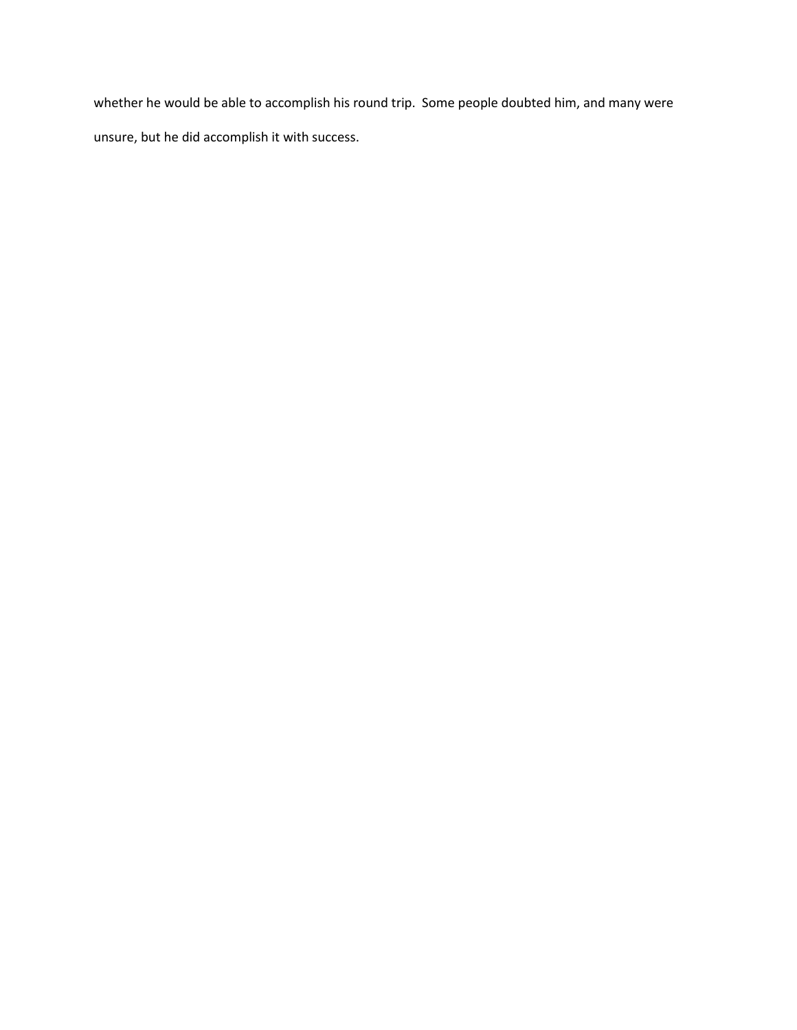whether he would be able to accomplish his round trip.  Some people doubted him, and many were unsure, but he did accomplish it with success.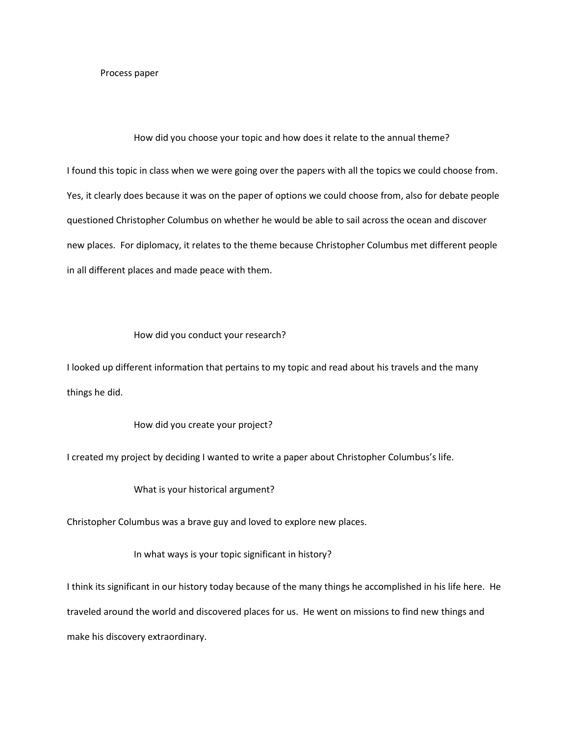# Process paper

### How did you choose your topic and how does it relate to the annual theme?

I found this topic in class when we were going over the papers with all the topics we could choose from. Yes, it clearly does because it was on the paper of options we could choose from, also for debate people questioned Christopher Columbus on whether he would be able to sail across the ocean and discover new places. For diplomacy, it relates to the theme because Christopher Columbus met different people in all different places and made peace with them.

### How did you conduct your research?

I looked up different information that pertains to my topic and read about his travels and the many things he did.

### How did you create your project?

I created my project by deciding I wanted to write a paper about Christopher Columbus's life.

### What is your historical argument?

Christopher Columbus was a brave guy and loved to explore new places.

### In what ways is your topic significant in history?

I think its significant in our history today because of the many things he accomplished in his life here. He traveled around the world and discovered places for us. He went on missions to find new things and make his discovery extraordinary.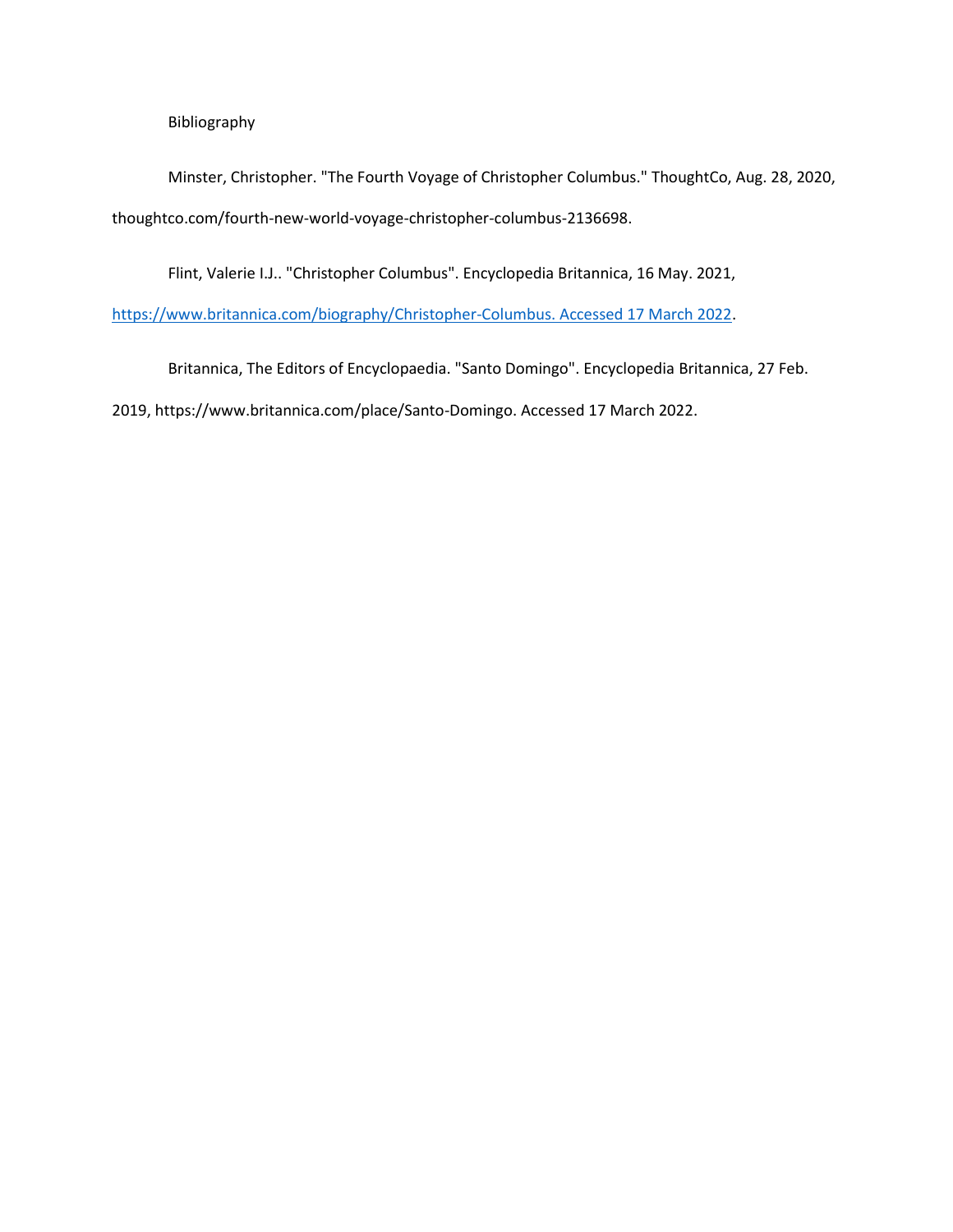Bibliography

Minster, Christopher. "The Fourth Voyage of Christopher Columbus." ThoughtCo, Aug. 28, 2020, thoughtco.com/fourth-new-world-voyage-christopher-columbus-2136698.

Flint, Valerie I.J.. "Christopher Columbus". Encyclopedia Britannica, 16 May. 2021, https://www.britannica.com/biography/Christopher-Columbus. Accessed 17 March 2022.

Britannica, The Editors of Encyclopaedia. "Santo Domingo". Encyclopedia Britannica, 27 Feb. 2019, https://www.britannica.com/place/Santo-Domingo. Accessed 17 March 2022.